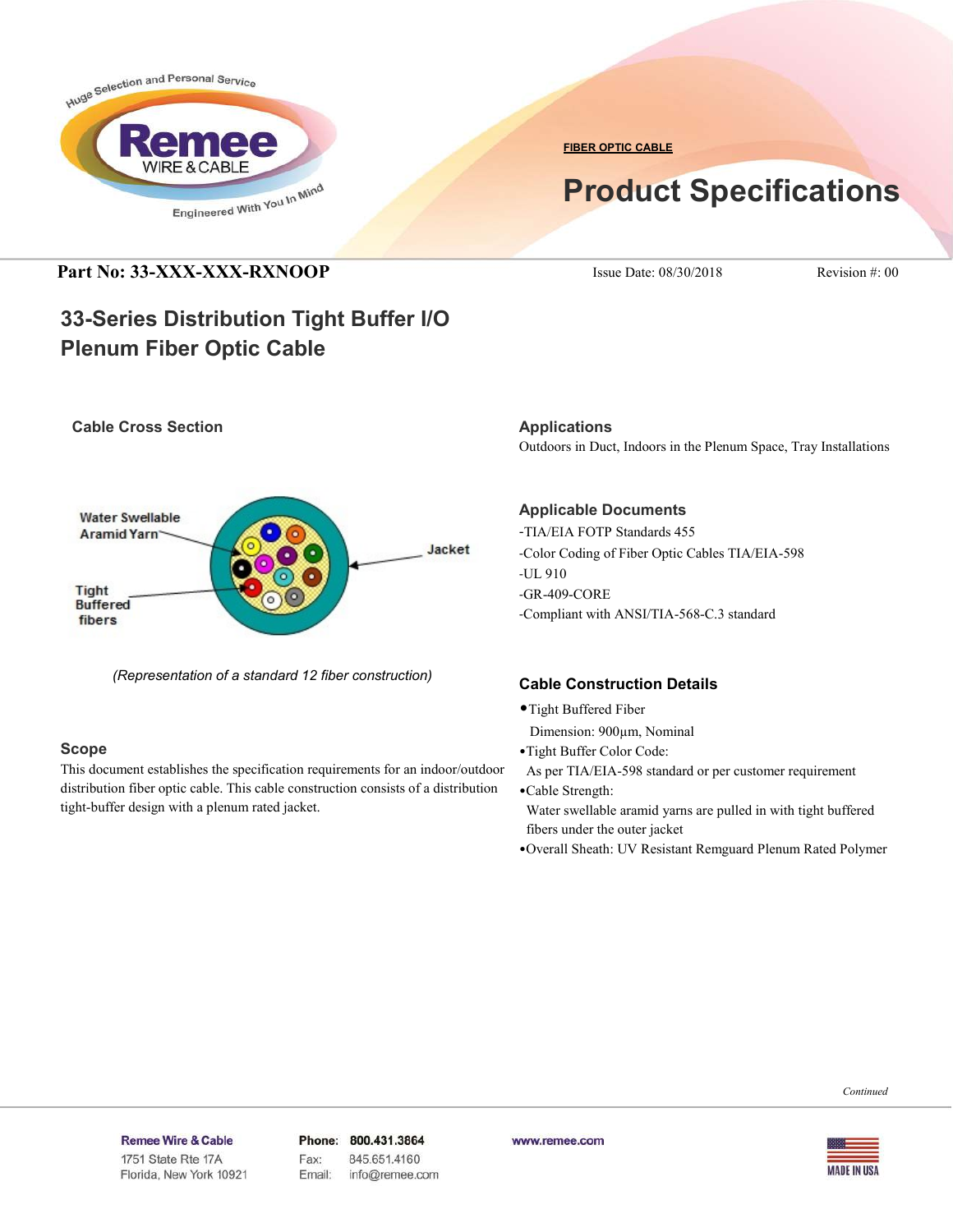FIBER OPTIC CABLE

# Product Specifications

**Part No: 33-XXX-XXX-RXNOOP** Issue Date: 08/30/2018 Revision #: 00

## 33-Series Distribution Tight Buffer I/O Plenum Fiber Optic Cable

### Cable Cross Section

Water Swellable Aramid Yarn

Tight Buffered fibers

Jacket

*(Representation of a standard 12 fiber construction)*

### Scope

This document establishes the specification requirements for an indoor/outdoor distribution fiber optic cable. This cable construction consists of a distribution tight-buffer design with a plenum rated jacket.

### Applications

Outdoors in Duct, Indoors in the Plenum Space, Tray Installations

### Applicable Documents

- -TIA/EIA FOTP Standards 455
- -Color Coding of Fiber Optic Cables TIA/EIA-598
- -UL 910
- -GR-409-CORE
- -Compliant with ANSI/TIA-568-C.3 standard

### Cable Construction Details

- Tight Buffered Fiber
  Dimension: 900µm, Nominal
- Tight Buffer Color Code:
  As per TIA/EIA-598 standard or per customer requirement
- Cable Strength:
  Water swellable aramid yarns are pulled in with tight buffered fibers under the outer jacket
- Overall Sheath: UV Resistant Remguard Plenum Rated Polymer

*Continued*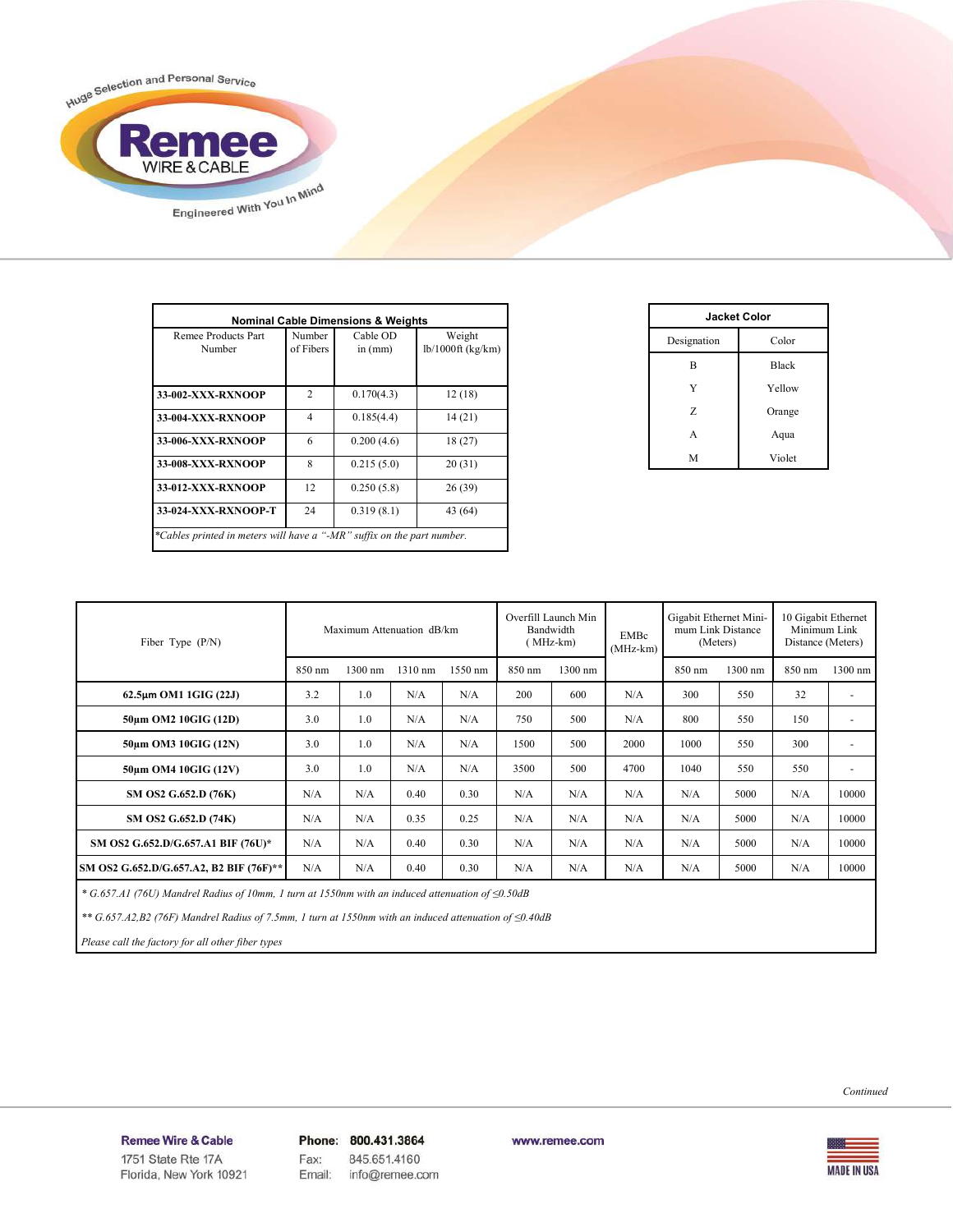**Nominal Cable Dimensions & Weights**

| Remee Products Part Number | Number of Fibers | Cable OD in (mm) | Weight lb/1000ft (kg/km) |
|---|---|---|---|
| **33-002-XXX-RXNOOP** | 2 | 0.170(4.3) | 12 (18) |
| **33-004-XXX-RXNOOP** | 4 | 0.185(4.4) | 14 (21) |
| **33-006-XXX-RXNOOP** | 6 | 0.200 (4.6) | 18 (27) |
| **33-008-XXX-RXNOOP** | 8 | 0.215 (5.0) | 20 (31) |
| **33-012-XXX-RXNOOP** | 12 | 0.250 (5.8) | 26 (39) |
| **33-024-XXX-RXNOOP-T** | 24 | 0.319 (8.1) | 43 (64) |

*\*Cables printed in meters will have a "-MR" suffix on the part number.*

**Jacket Color**

| Designation | Color |
|---|---|
| B | Black |
| Y | Yellow |
| Z | Orange |
| A | Aqua |
| M | Violet |

| Fiber Type (P/N) | Maximum Attenuation dB/km | | | | Overfill Launch Min Bandwidth ( MHz-km) | | EMBc (MHz-km) | Gigabit Ethernet Minimum Link Distance (Meters) | | 10 Gigabit Ethernet Minimum Link Distance (Meters) | |
|---|---|---|---|---|---|---|---|---|---|---|---|
| | 850 nm | 1300 nm | 1310 nm | 1550 nm | 850 nm | 1300 nm | | 850 nm | 1300 nm | 850 nm | 1300 nm |
| **62.5µm OM1 1GIG (22J)** | 3.2 | 1.0 | N/A | N/A | 200 | 600 | N/A | 300 | 550 | 32 | - |
| **50µm OM2 10GIG (12D)** | 3.0 | 1.0 | N/A | N/A | 750 | 500 | N/A | 800 | 550 | 150 | - |
| **50µm OM3 10GIG (12N)** | 3.0 | 1.0 | N/A | N/A | 1500 | 500 | 2000 | 1000 | 550 | 300 | - |
| **50µm OM4 10GIG (12V)** | 3.0 | 1.0 | N/A | N/A | 3500 | 500 | 4700 | 1040 | 550 | 550 | - |
| **SM OS2 G.652.D (76K)** | N/A | N/A | 0.40 | 0.30 | N/A | N/A | N/A | N/A | 5000 | N/A | 10000 |
| **SM OS2 G.652.D (74K)** | N/A | N/A | 0.35 | 0.25 | N/A | N/A | N/A | N/A | 5000 | N/A | 10000 |
| **SM OS2 G.652.D/G.657.A1 BIF (76U)\*** | N/A | N/A | 0.40 | 0.30 | N/A | N/A | N/A | N/A | 5000 | N/A | 10000 |
| **SM OS2 G.652.D/G.657.A2, B2 BIF (76F)\*\*** | N/A | N/A | 0.40 | 0.30 | N/A | N/A | N/A | N/A | 5000 | N/A | 10000 |

*\* G.657.A1 (76U) Mandrel Radius of 10mm, 1 turn at 1550nm with an induced attenuation of ≤0.50dB*

*\*\* G.657.A2,B2 (76F) Mandrel Radius of 7.5mm, 1 turn at 1550nm with an induced attenuation of ≤0.40dB*

*Please call the factory for all other fiber types*

*Continued*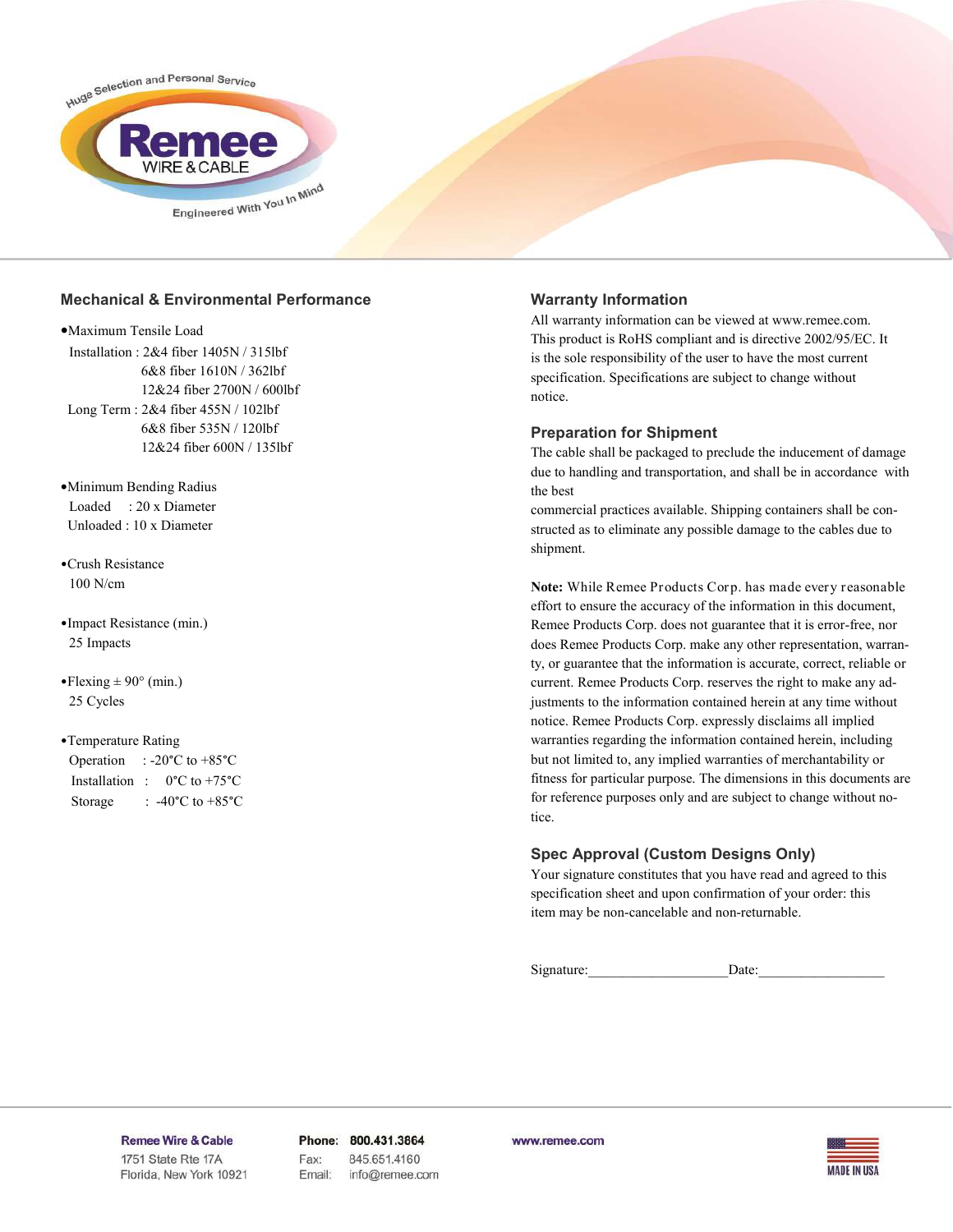## Mechanical & Environmental Performance

- Maximum Tensile Load
  - Installation : 2&4 fiber 1405N / 315lbf
    6&8 fiber 1610N / 362lbf
    12&24 fiber 2700N / 600lbf
  - Long Term : 2&4 fiber 455N / 102lbf
    6&8 fiber 535N / 120lbf
    12&24 fiber 600N / 135lbf

- Minimum Bending Radius
  - Loaded : 20 x Diameter
  - Unloaded : 10 x Diameter

- Crush Resistance
  100 N/cm

- Impact Resistance (min.)
  25 Impacts

- Flexing ± 90° (min.)
  25 Cycles

- Temperature Rating
  - Operation : -20°C to +85°C
  - Installation : 0°C to +75°C
  - Storage : -40°C to +85°C

## Warranty Information

All warranty information can be viewed at www.remee.com. This product is RoHS compliant and is directive 2002/95/EC. It is the sole responsibility of the user to have the most current specification. Specifications are subject to change without notice.

## Preparation for Shipment

The cable shall be packaged to preclude the inducement of damage due to handling and transportation, and shall be in accordance with the best commercial practices available. Shipping containers shall be constructed as to eliminate any possible damage to the cables due to shipment.

**Note:** While Remee Products Corp. has made every reasonable effort to ensure the accuracy of the information in this document, Remee Products Corp. does not guarantee that it is error-free, nor does Remee Products Corp. make any other representation, warranty, or guarantee that the information is accurate, correct, reliable or current. Remee Products Corp. reserves the right to make any adjustments to the information contained herein at any time without notice. Remee Products Corp. expressly disclaims all implied warranties regarding the information contained herein, including but not limited to, any implied warranties of merchantability or fitness for particular purpose. The dimensions in this documents are for reference purposes only and are subject to change without notice.

## Spec Approval (Custom Designs Only)

Your signature constitutes that you have read and agreed to this specification sheet and upon confirmation of your order: this item may be non-cancelable and non-returnable.

Signature:____________________ Date:__________________